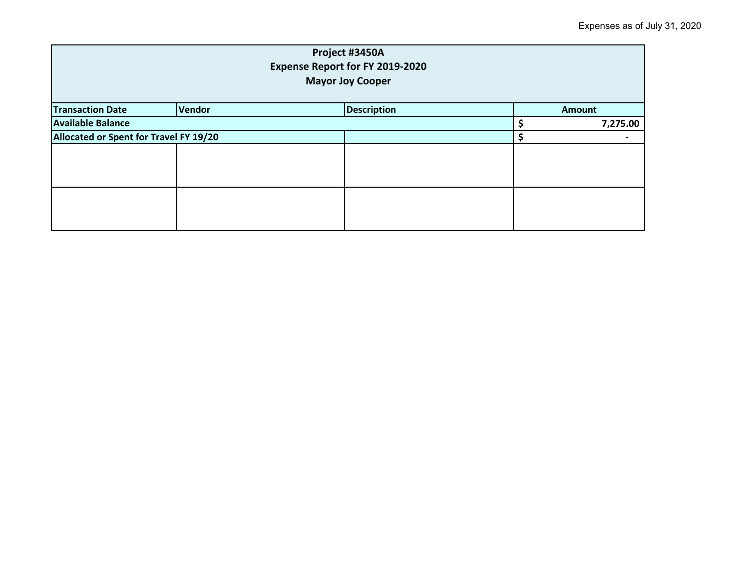Expenses as of July 31, 2020

| Project #3450A<br>Expense Report for FY 2019-2020<br>Mayor Joy Cooper | | | |
|---|---|---|---|
| **Transaction Date** | **Vendor** | **Description** | **Amount** |
| **Available Balance** | | | **$ 7,275.00** |
| **Allocated or Spent for Travel FY 19/20** | | | **$ -** |
| | | | |
| | | | |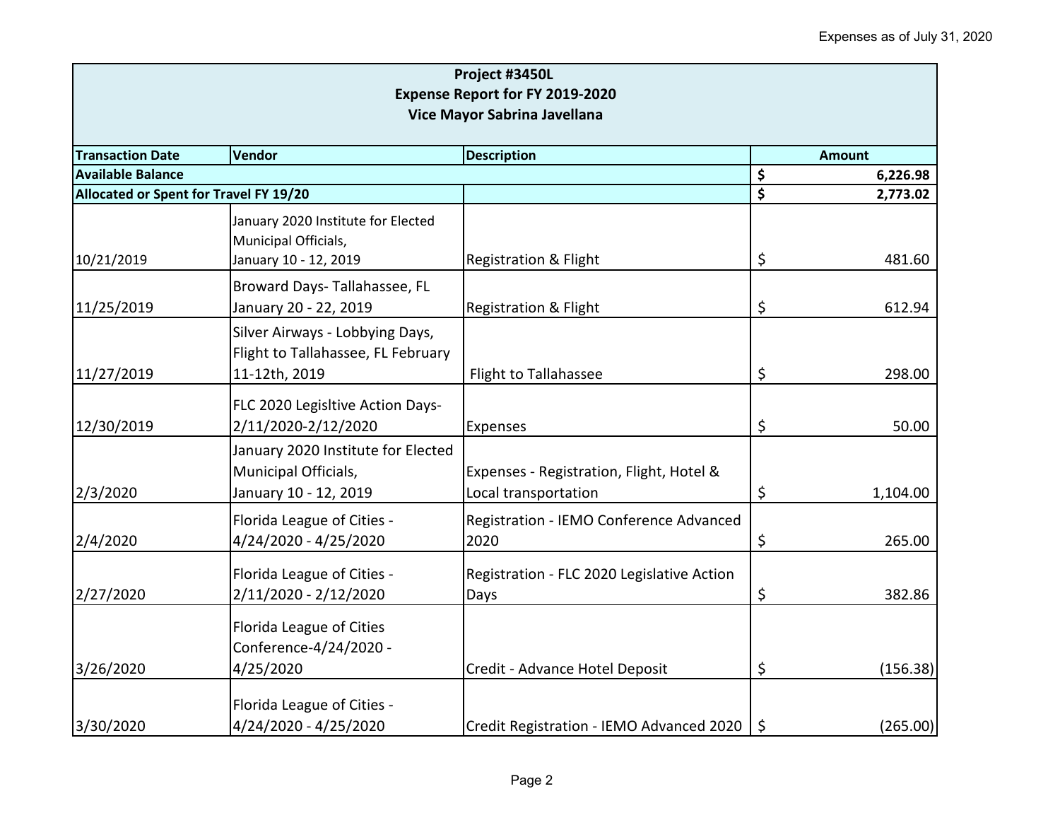Expenses as of July 31, 2020

| Project #3450L<br>Expense Report for FY 2019-2020<br>Vice Mayor Sabrina Javellana | | | |
|---|---|---|---|
| **Transaction Date** | **Vendor** | **Description** | **Amount** |
| **Available Balance** | | | **$ 6,226.98** |
| **Allocated or Spent for Travel FY 19/20** | | | **$ 2,773.02** |
| 10/21/2019 | January 2020 Institute for Elected Municipal Officials, January 10 - 12, 2019 | Registration & Flight | $ 481.60 |
| 11/25/2019 | Broward Days- Tallahassee, FL January 20 - 22, 2019 | Registration & Flight | $ 612.94 |
| 11/27/2019 | Silver Airways - Lobbying Days, Flight to Tallahassee, FL February 11-12th, 2019 | Flight to Tallahassee | $ 298.00 |
| 12/30/2019 | FLC 2020 Legisltive Action Days- 2/11/2020-2/12/2020 | Expenses | $ 50.00 |
| 2/3/2020 | January 2020 Institute for Elected Municipal Officials, January 10 - 12, 2019 | Expenses - Registration, Flight, Hotel & Local transportation | $ 1,104.00 |
| 2/4/2020 | Florida League of Cities - 4/24/2020 - 4/25/2020 | Registration - IEMO Conference Advanced 2020 | $ 265.00 |
| 2/27/2020 | Florida League of Cities - 2/11/2020 - 2/12/2020 | Registration - FLC 2020 Legislative Action Days | $ 382.86 |
| 3/26/2020 | Florida League of Cities Conference-4/24/2020 - 4/25/2020 | Credit - Advance Hotel Deposit | $ (156.38) |
| 3/30/2020 | Florida League of Cities - 4/24/2020 - 4/25/2020 | Credit Registration - IEMO Advanced 2020 | $ (265.00) |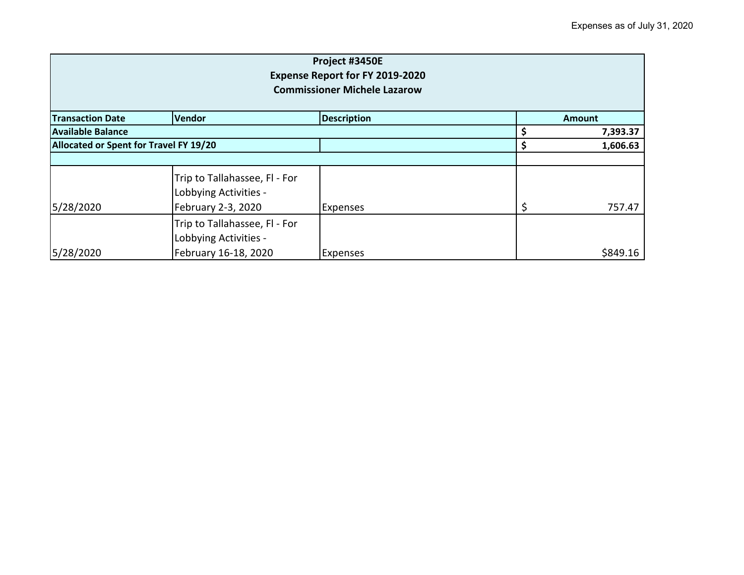Expenses as of July 31, 2020

| Project #3450E<br>Expense Report for FY 2019-2020<br>Commissioner Michele Lazarow | | | |
|---|---|---|---|
| **Transaction Date** | **Vendor** | **Description** | **Amount** |
| **Available Balance** | | | **$ 7,393.37** |
| **Allocated or Spent for Travel FY 19/20** | | | **$ 1,606.63** |
| | | | |
| 5/28/2020 | Trip to Tallahassee, Fl - For Lobbying Activities - February 2-3, 2020 | Expenses | $ 757.47 |
| 5/28/2020 | Trip to Tallahassee, Fl - For Lobbying Activities - February 16-18, 2020 | Expenses | $849.16 |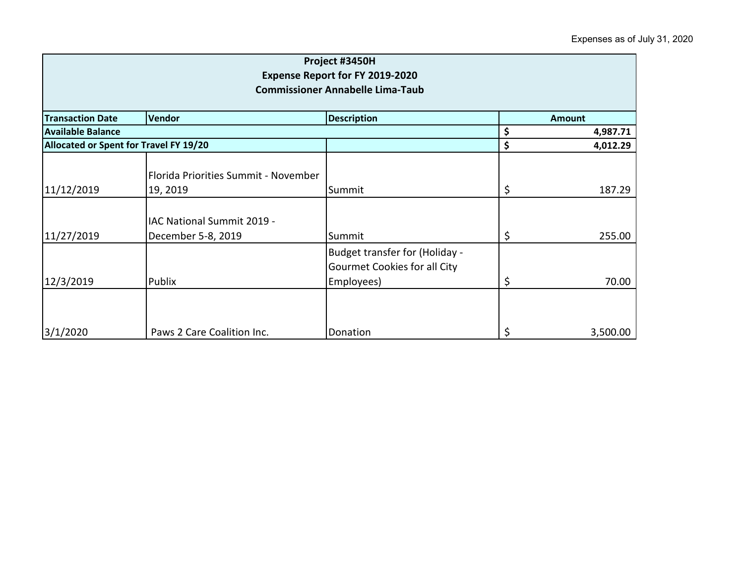Expenses as of July 31, 2020

| Project #3450H<br>Expense Report for FY 2019-2020<br>Commissioner Annabelle Lima-Taub | | | |
|---|---|---|---|
| **Transaction Date** | **Vendor** | **Description** | **Amount** |
| **Available Balance** | | | **$ 4,987.71** |
| **Allocated or Spent for Travel FY 19/20** | | | **$ 4,012.29** |
| 11/12/2019 | Florida Priorities Summit - November 19, 2019 | Summit | $ 187.29 |
| 11/27/2019 | IAC National Summit 2019 - December 5-8, 2019 | Summit | $ 255.00 |
| 12/3/2019 | Publix | Budget transfer for (Holiday - Gourmet Cookies for all City Employees) | $ 70.00 |
| 3/1/2020 | Paws 2 Care Coalition Inc. | Donation | $ 3,500.00 |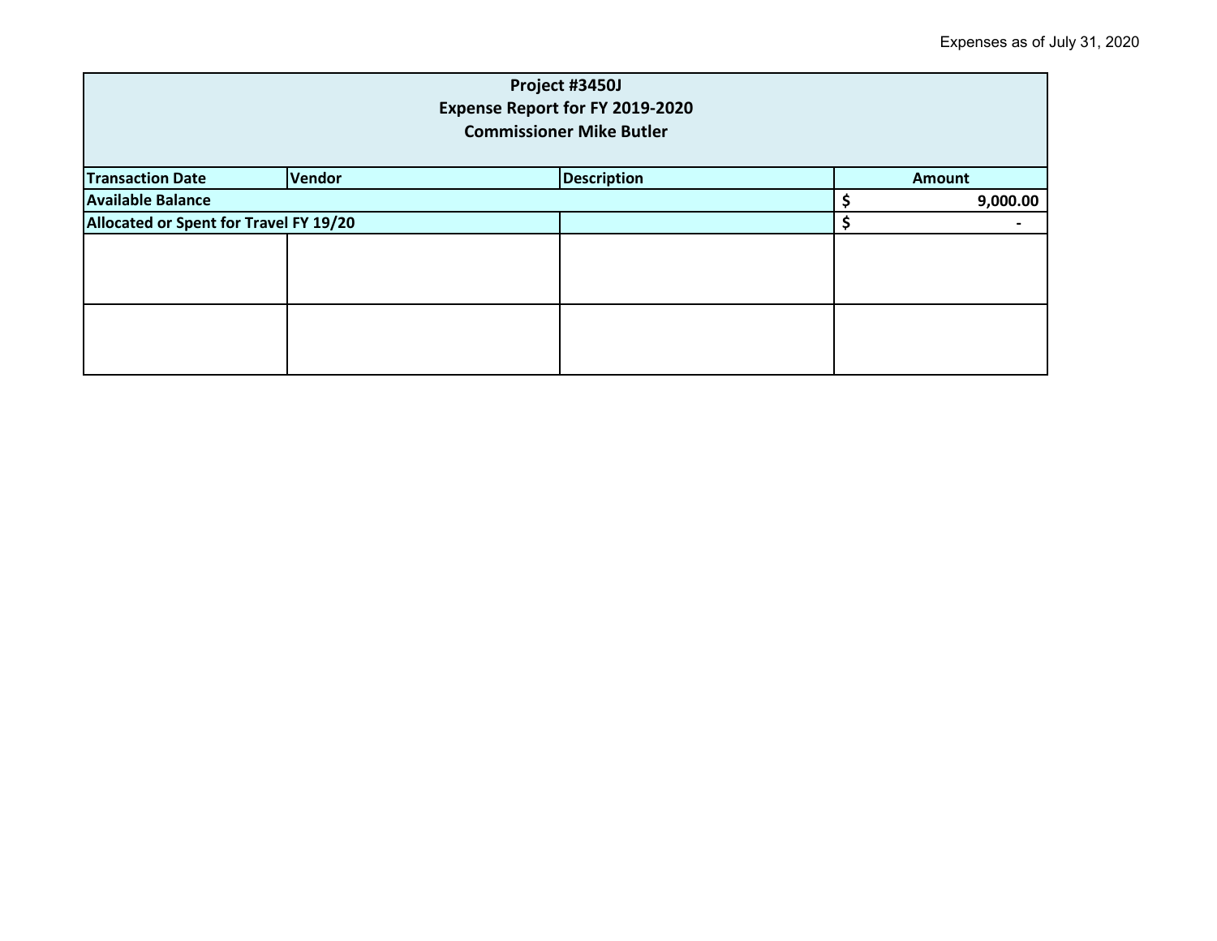Expenses as of July 31, 2020

| Project #3450J<br>Expense Report for FY 2019-2020<br>Commissioner Mike Butler | | | |
|---|---|---|---|
| **Transaction Date** | **Vendor** | **Description** | **Amount** |
| **Available Balance** | | | **$ 9,000.00** |
| **Allocated or Spent for Travel FY 19/20** | | | **$ -** |
| | | | |
| | | | |